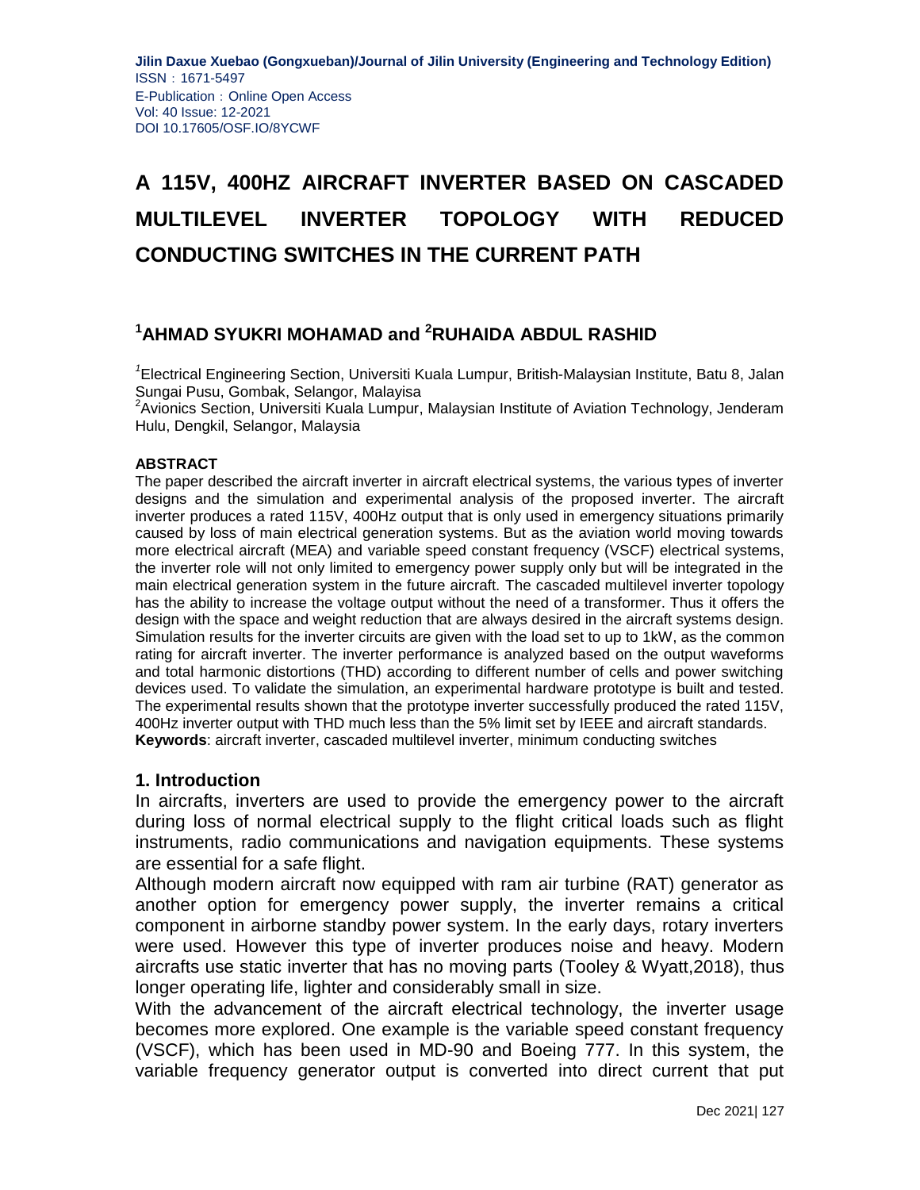# A 115V, 400HZ AIRCRAFT INVERTER BASED ON CASCADED MULTILEVEL INVERTER TOPOLOGY WITH REDUCED CONDUCTING SWITCHES IN THE CURRENT PATH

## [1]AHMAD SYUKRI MOHAMAD and [2]RUHAIDA ABDUL RASHID

[1]Electrical Engineering Section, Universiti Kuala Lumpur, British-Malaysian Institute, Batu 8, Jalan Sungai Pusu, Gombak, Selangor, Malayisa

[2]Avionics Section, Universiti Kuala Lumpur, Malaysian Institute of Aviation Technology, Jenderam Hulu, Dengkil, Selangor, Malaysia

#### ABSTRACT

The paper described the aircraft inverter in aircraft electrical systems, the various types of inverter designs and the simulation and experimental analysis of the proposed inverter. The aircraft inverter produces a rated 115V, 400Hz output that is only used in emergency situations primarily caused by loss of main electrical generation systems. But as the aviation world moving towards more electrical aircraft (MEA) and variable speed constant frequency (VSCF) electrical systems, the inverter role will not only limited to emergency power supply only but will be integrated in the main electrical generation system in the future aircraft. The cascaded multilevel inverter topology has the ability to increase the voltage output without the need of a transformer. Thus it offers the design with the space and weight reduction that are always desired in the aircraft systems design. Simulation results for the inverter circuits are given with the load set to up to 1kW, as the common rating for aircraft inverter. The inverter performance is analyzed based on the output waveforms and total harmonic distortions (THD) according to different number of cells and power switching devices used. To validate the simulation, an experimental hardware prototype is built and tested. The experimental results shown that the prototype inverter successfully produced the rated 115V, 400Hz inverter output with THD much less than the 5% limit set by IEEE and aircraft standards.

**Keywords**: aircraft inverter, cascaded multilevel inverter, minimum conducting switches

## 1. Introduction

In aircrafts, inverters are used to provide the emergency power to the aircraft during loss of normal electrical supply to the flight critical loads such as flight instruments, radio communications and navigation equipments. These systems are essential for a safe flight.

Although modern aircraft now equipped with ram air turbine (RAT) generator as another option for emergency power supply, the inverter remains a critical component in airborne standby power system. In the early days, rotary inverters were used. However this type of inverter produces noise and heavy. Modern aircrafts use static inverter that has no moving parts (Tooley & Wyatt,2018), thus longer operating life, lighter and considerably small in size.

With the advancement of the aircraft electrical technology, the inverter usage becomes more explored. One example is the variable speed constant frequency (VSCF), which has been used in MD-90 and Boeing 777. In this system, the variable frequency generator output is converted into direct current that put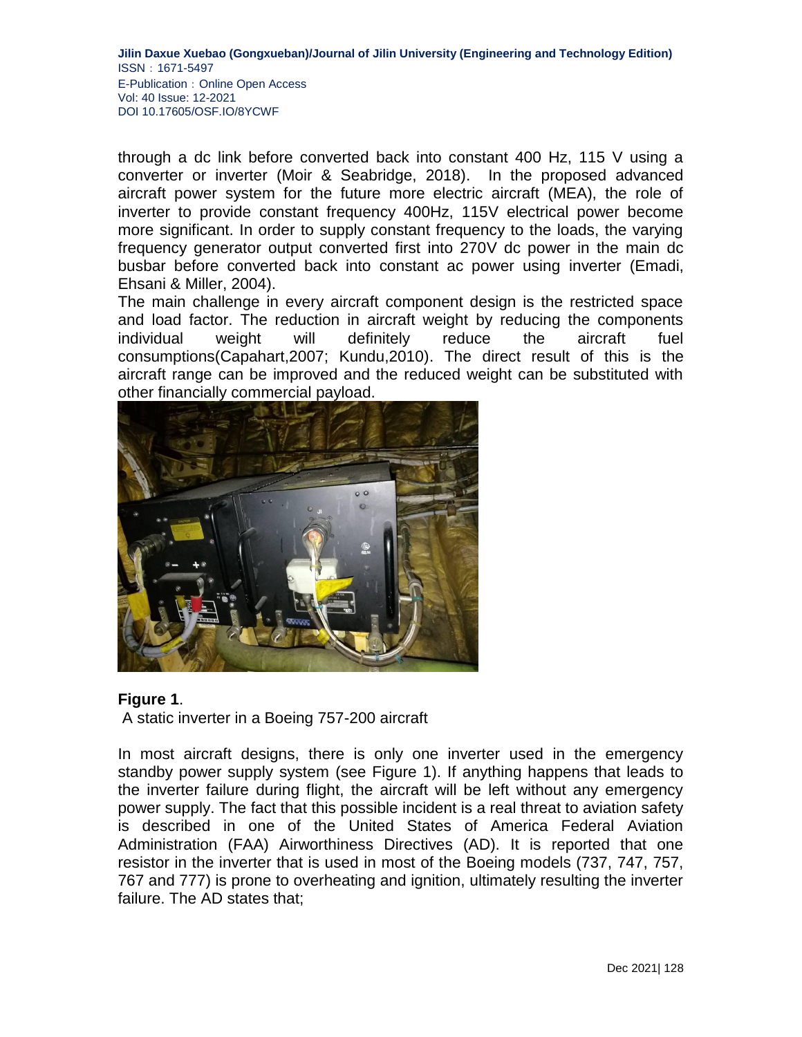through a dc link before converted back into constant 400 Hz, 115 V using a converter or inverter (Moir & Seabridge, 2018). In the proposed advanced aircraft power system for the future more electric aircraft (MEA), the role of inverter to provide constant frequency 400Hz, 115V electrical power become more significant. In order to supply constant frequency to the loads, the varying frequency generator output converted first into 270V dc power in the main dc busbar before converted back into constant ac power using inverter (Emadi, Ehsani & Miller, 2004).

The main challenge in every aircraft component design is the restricted space and load factor. The reduction in aircraft weight by reducing the components individual weight will definitely reduce the aircraft fuel consumptions(Capahart,2007; Kundu,2010). The direct result of this is the aircraft range can be improved and the reduced weight can be substituted with other financially commercial payload.

**Figure 1**.

A static inverter in a Boeing 757-200 aircraft

In most aircraft designs, there is only one inverter used in the emergency standby power supply system (see Figure 1). If anything happens that leads to the inverter failure during flight, the aircraft will be left without any emergency power supply. The fact that this possible incident is a real threat to aviation safety is described in one of the United States of America Federal Aviation Administration (FAA) Airworthiness Directives (AD). It is reported that one resistor in the inverter that is used in most of the Boeing models (737, 747, 757, 767 and 777) is prone to overheating and ignition, ultimately resulting the inverter failure. The AD states that;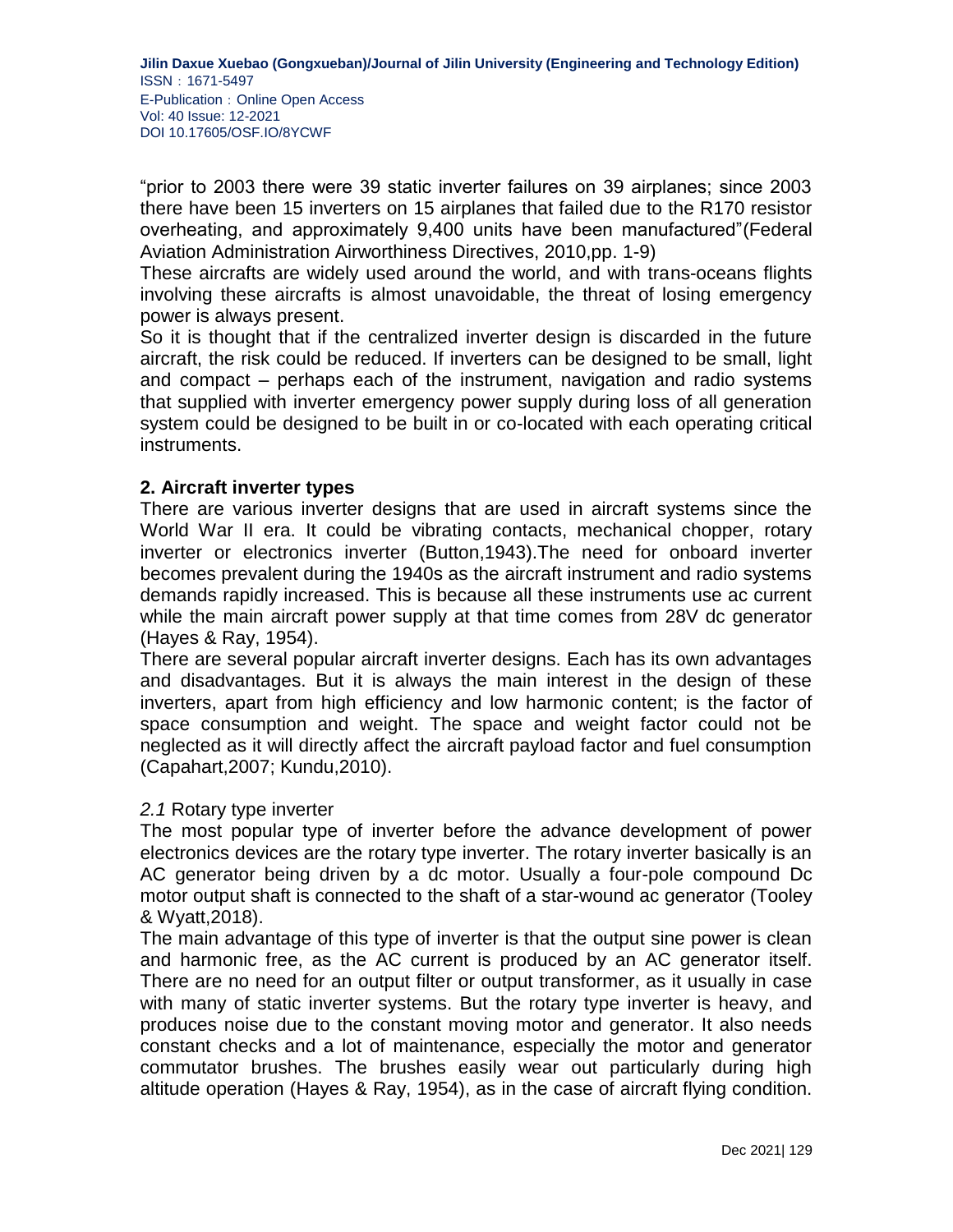"prior to 2003 there were 39 static inverter failures on 39 airplanes; since 2003 there have been 15 inverters on 15 airplanes that failed due to the R170 resistor overheating, and approximately 9,400 units have been manufactured"(Federal Aviation Administration Airworthiness Directives, 2010,pp. 1-9)

These aircrafts are widely used around the world, and with trans-oceans flights involving these aircrafts is almost unavoidable, the threat of losing emergency power is always present.

So it is thought that if the centralized inverter design is discarded in the future aircraft, the risk could be reduced. If inverters can be designed to be small, light and compact – perhaps each of the instrument, navigation and radio systems that supplied with inverter emergency power supply during loss of all generation system could be designed to be built in or co-located with each operating critical instruments.

## 2. Aircraft inverter types

There are various inverter designs that are used in aircraft systems since the World War II era. It could be vibrating contacts, mechanical chopper, rotary inverter or electronics inverter (Button,1943).The need for onboard inverter becomes prevalent during the 1940s as the aircraft instrument and radio systems demands rapidly increased. This is because all these instruments use ac current while the main aircraft power supply at that time comes from 28V dc generator (Hayes & Ray, 1954).

There are several popular aircraft inverter designs. Each has its own advantages and disadvantages. But it is always the main interest in the design of these inverters, apart from high efficiency and low harmonic content; is the factor of space consumption and weight. The space and weight factor could not be neglected as it will directly affect the aircraft payload factor and fuel consumption (Capahart,2007; Kundu,2010).

### *2.1* Rotary type inverter

The most popular type of inverter before the advance development of power electronics devices are the rotary type inverter. The rotary inverter basically is an AC generator being driven by a dc motor. Usually a four-pole compound Dc motor output shaft is connected to the shaft of a star-wound ac generator (Tooley & Wyatt,2018).

The main advantage of this type of inverter is that the output sine power is clean and harmonic free, as the AC current is produced by an AC generator itself. There are no need for an output filter or output transformer, as it usually in case with many of static inverter systems. But the rotary type inverter is heavy, and produces noise due to the constant moving motor and generator. It also needs constant checks and a lot of maintenance, especially the motor and generator commutator brushes. The brushes easily wear out particularly during high altitude operation (Hayes & Ray, 1954), as in the case of aircraft flying condition.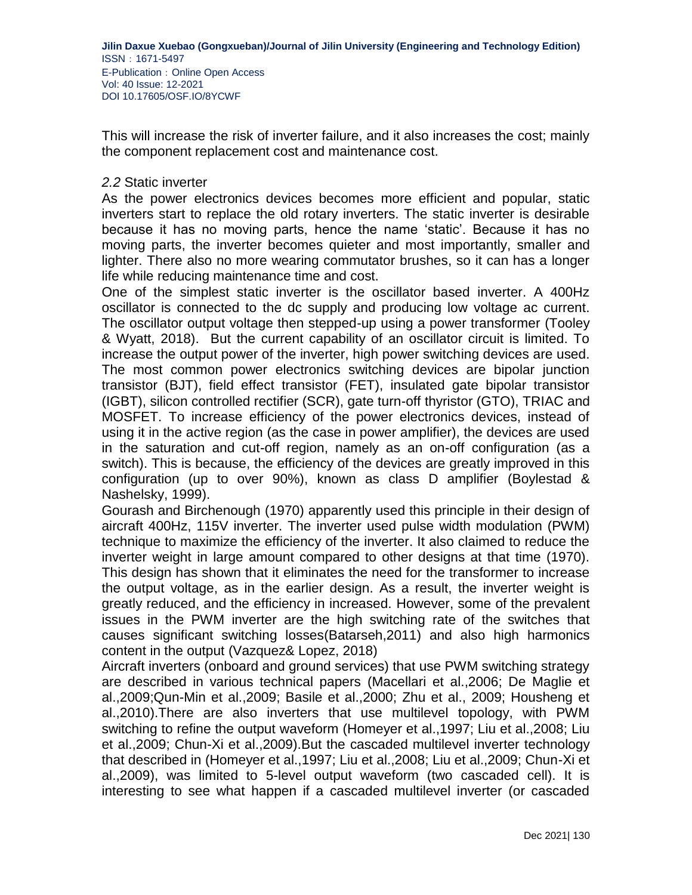This will increase the risk of inverter failure, and it also increases the cost; mainly the component replacement cost and maintenance cost.

### *2.2* Static inverter

As the power electronics devices becomes more efficient and popular, static inverters start to replace the old rotary inverters. The static inverter is desirable because it has no moving parts, hence the name 'static'. Because it has no moving parts, the inverter becomes quieter and most importantly, smaller and lighter. There also no more wearing commutator brushes, so it can has a longer life while reducing maintenance time and cost.

One of the simplest static inverter is the oscillator based inverter. A 400Hz oscillator is connected to the dc supply and producing low voltage ac current. The oscillator output voltage then stepped-up using a power transformer (Tooley & Wyatt, 2018). But the current capability of an oscillator circuit is limited. To increase the output power of the inverter, high power switching devices are used. The most common power electronics switching devices are bipolar junction transistor (BJT), field effect transistor (FET), insulated gate bipolar transistor (IGBT), silicon controlled rectifier (SCR), gate turn-off thyristor (GTO), TRIAC and MOSFET. To increase efficiency of the power electronics devices, instead of using it in the active region (as the case in power amplifier), the devices are used in the saturation and cut-off region, namely as an on-off configuration (as a switch). This is because, the efficiency of the devices are greatly improved in this configuration (up to over 90%), known as class D amplifier (Boylestad & Nashelsky, 1999).

Gourash and Birchenough (1970) apparently used this principle in their design of aircraft 400Hz, 115V inverter. The inverter used pulse width modulation (PWM) technique to maximize the efficiency of the inverter. It also claimed to reduce the inverter weight in large amount compared to other designs at that time (1970). This design has shown that it eliminates the need for the transformer to increase the output voltage, as in the earlier design. As a result, the inverter weight is greatly reduced, and the efficiency in increased. However, some of the prevalent issues in the PWM inverter are the high switching rate of the switches that causes significant switching losses(Batarseh,2011) and also high harmonics content in the output (Vazquez& Lopez, 2018)

Aircraft inverters (onboard and ground services) that use PWM switching strategy are described in various technical papers (Macellari et al.,2006; De Maglie et al.,2009;Qun-Min et al.,2009; Basile et al.,2000; Zhu et al., 2009; Housheng et al.,2010).There are also inverters that use multilevel topology, with PWM switching to refine the output waveform (Homeyer et al.,1997; Liu et al.,2008; Liu et al.,2009; Chun-Xi et al.,2009).But the cascaded multilevel inverter technology that described in (Homeyer et al.,1997; Liu et al.,2008; Liu et al.,2009; Chun-Xi et al.,2009), was limited to 5-level output waveform (two cascaded cell). It is interesting to see what happen if a cascaded multilevel inverter (or cascaded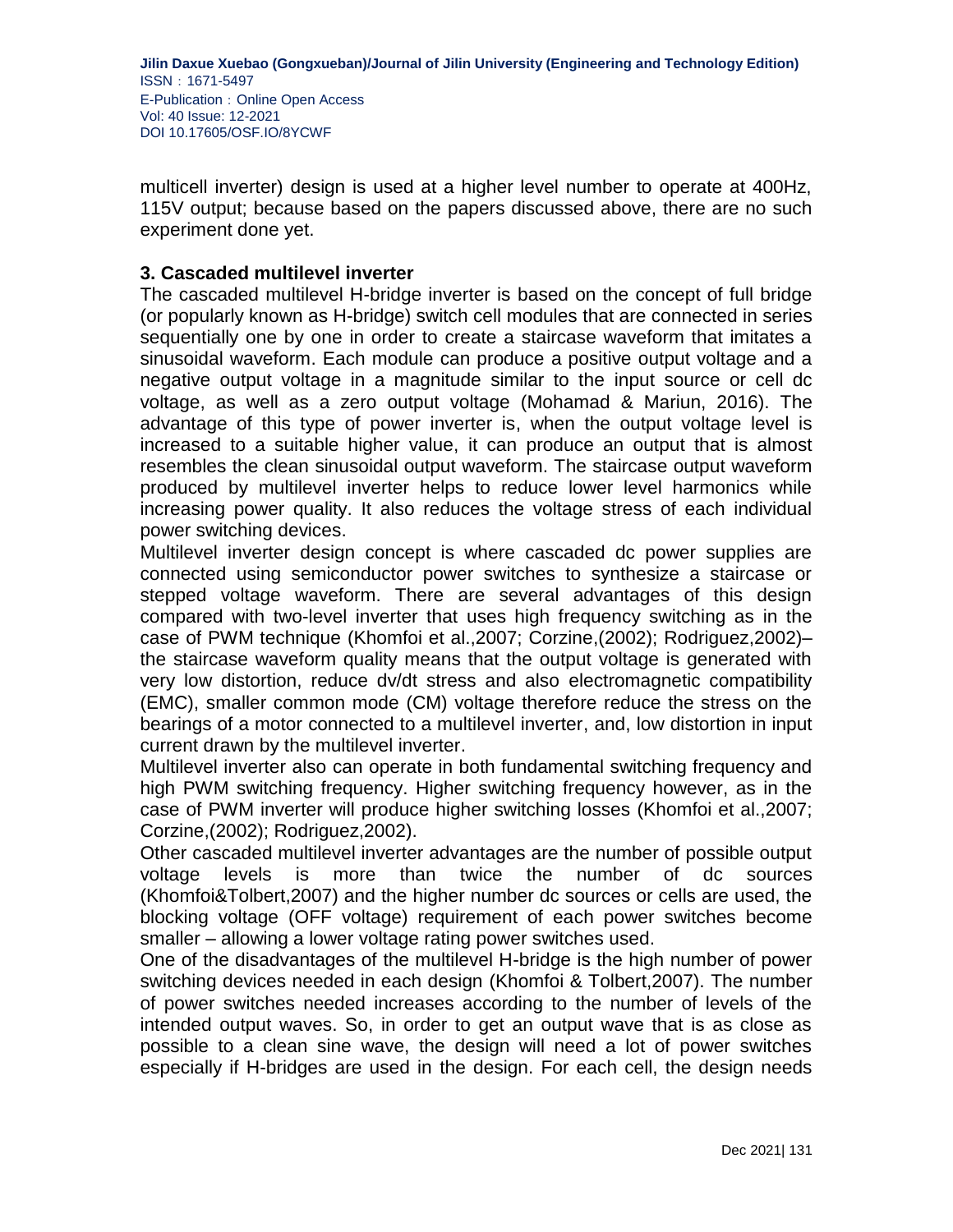multicell inverter) design is used at a higher level number to operate at 400Hz, 115V output; because based on the papers discussed above, there are no such experiment done yet.

## 3. Cascaded multilevel inverter

The cascaded multilevel H-bridge inverter is based on the concept of full bridge (or popularly known as H-bridge) switch cell modules that are connected in series sequentially one by one in order to create a staircase waveform that imitates a sinusoidal waveform. Each module can produce a positive output voltage and a negative output voltage in a magnitude similar to the input source or cell dc voltage, as well as a zero output voltage (Mohamad & Mariun, 2016). The advantage of this type of power inverter is, when the output voltage level is increased to a suitable higher value, it can produce an output that is almost resembles the clean sinusoidal output waveform. The staircase output waveform produced by multilevel inverter helps to reduce lower level harmonics while increasing power quality. It also reduces the voltage stress of each individual power switching devices.

Multilevel inverter design concept is where cascaded dc power supplies are connected using semiconductor power switches to synthesize a staircase or stepped voltage waveform. There are several advantages of this design compared with two-level inverter that uses high frequency switching as in the case of PWM technique (Khomfoi et al.,2007; Corzine,(2002); Rodriguez,2002)– the staircase waveform quality means that the output voltage is generated with very low distortion, reduce dv/dt stress and also electromagnetic compatibility (EMC), smaller common mode (CM) voltage therefore reduce the stress on the bearings of a motor connected to a multilevel inverter, and, low distortion in input current drawn by the multilevel inverter.

Multilevel inverter also can operate in both fundamental switching frequency and high PWM switching frequency. Higher switching frequency however, as in the case of PWM inverter will produce higher switching losses (Khomfoi et al.,2007; Corzine,(2002); Rodriguez,2002).

Other cascaded multilevel inverter advantages are the number of possible output voltage levels is more than twice the number of dc sources (Khomfoi&Tolbert,2007) and the higher number dc sources or cells are used, the blocking voltage (OFF voltage) requirement of each power switches become smaller – allowing a lower voltage rating power switches used.

One of the disadvantages of the multilevel H-bridge is the high number of power switching devices needed in each design (Khomfoi & Tolbert,2007). The number of power switches needed increases according to the number of levels of the intended output waves. So, in order to get an output wave that is as close as possible to a clean sine wave, the design will need a lot of power switches especially if H-bridges are used in the design. For each cell, the design needs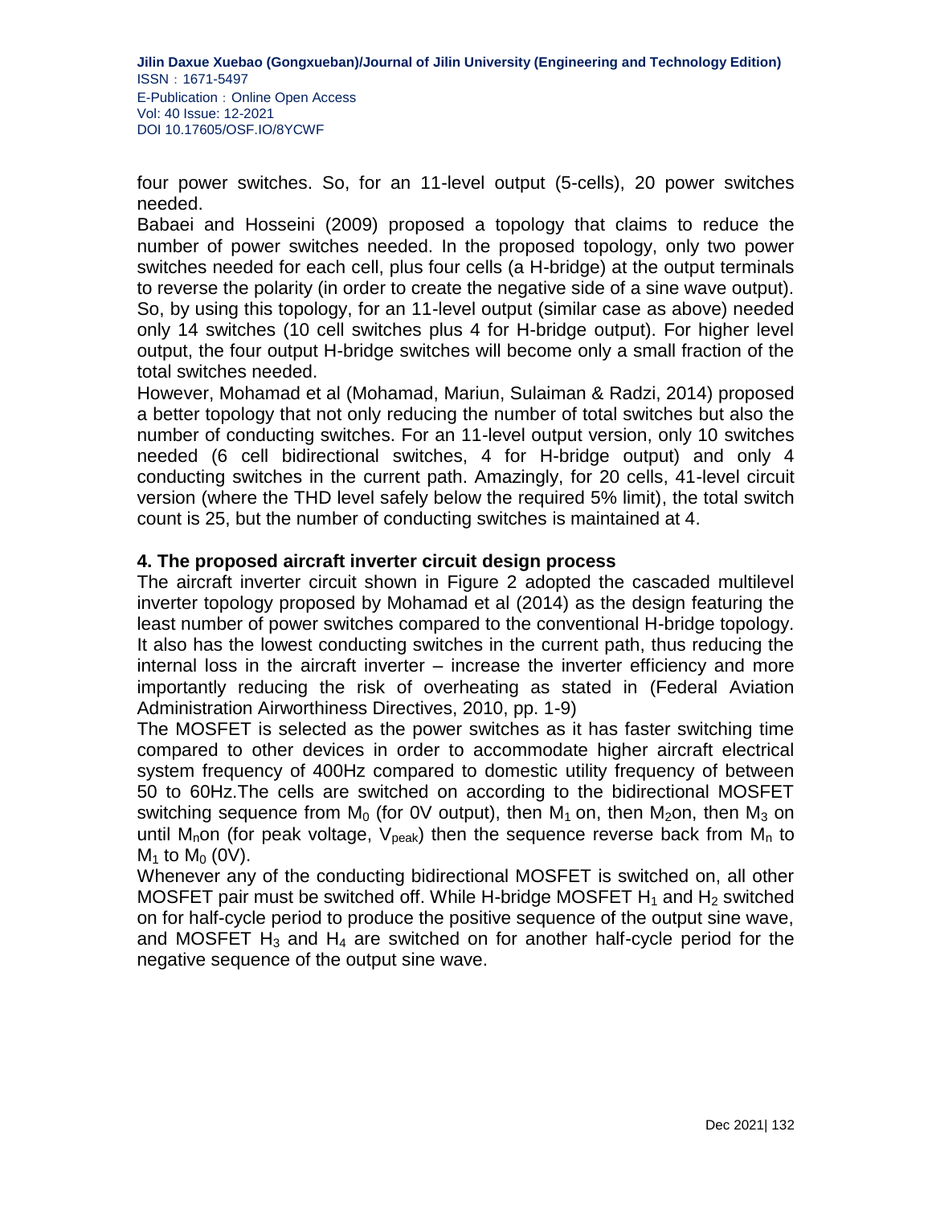four power switches. So, for an 11-level output (5-cells), 20 power switches needed.

Babaei and Hosseini (2009) proposed a topology that claims to reduce the number of power switches needed. In the proposed topology, only two power switches needed for each cell, plus four cells (a H-bridge) at the output terminals to reverse the polarity (in order to create the negative side of a sine wave output). So, by using this topology, for an 11-level output (similar case as above) needed only 14 switches (10 cell switches plus 4 for H-bridge output). For higher level output, the four output H-bridge switches will become only a small fraction of the total switches needed.

However, Mohamad et al (Mohamad, Mariun, Sulaiman & Radzi, 2014) proposed a better topology that not only reducing the number of total switches but also the number of conducting switches. For an 11-level output version, only 10 switches needed (6 cell bidirectional switches, 4 for H-bridge output) and only 4 conducting switches in the current path. Amazingly, for 20 cells, 41-level circuit version (where the THD level safely below the required 5% limit), the total switch count is 25, but the number of conducting switches is maintained at 4.

## 4. The proposed aircraft inverter circuit design process

The aircraft inverter circuit shown in Figure 2 adopted the cascaded multilevel inverter topology proposed by Mohamad et al (2014) as the design featuring the least number of power switches compared to the conventional H-bridge topology. It also has the lowest conducting switches in the current path, thus reducing the internal loss in the aircraft inverter – increase the inverter efficiency and more importantly reducing the risk of overheating as stated in (Federal Aviation Administration Airworthiness Directives, 2010, pp. 1-9)

The MOSFET is selected as the power switches as it has faster switching time compared to other devices in order to accommodate higher aircraft electrical system frequency of 400Hz compared to domestic utility frequency of between 50 to 60Hz.The cells are switched on according to the bidirectional MOSFET switching sequence from $M_0$ (for 0V output), then $M_1$ on, then $M_2$on, then $M_3$ on until $M_n$on (for peak voltage, $V_{peak}$) then the sequence reverse back from $M_n$ to $M_1$ to $M_0$ (0V).

Whenever any of the conducting bidirectional MOSFET is switched on, all other MOSFET pair must be switched off. While H-bridge MOSFET $H_1$ and $H_2$ switched on for half-cycle period to produce the positive sequence of the output sine wave, and MOSFET $H_3$ and $H_4$ are switched on for another half-cycle period for the negative sequence of the output sine wave.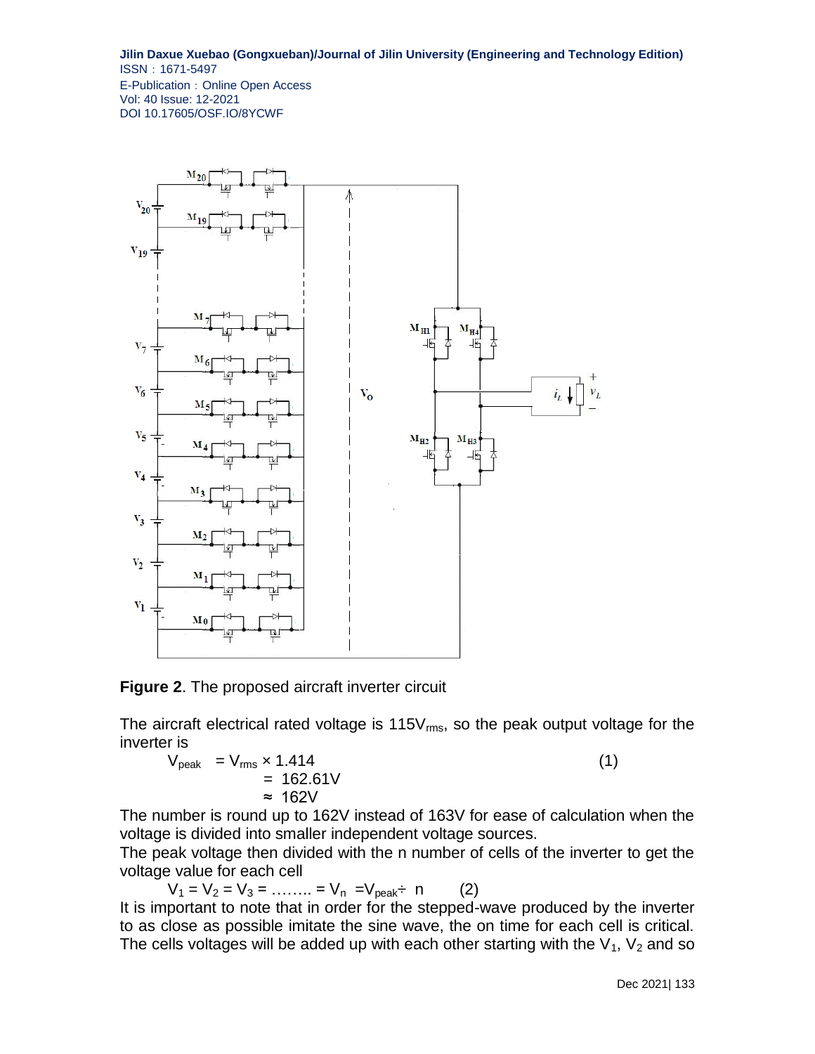**Figure 2**. The proposed aircraft inverter circuit

The aircraft electrical rated voltage is $115V_{rms}$, so the peak output voltage for the inverter is

$$V_{peak} = V_{rms} \times 1.414 \tag{1}$$
$$= 162.61V$$
$$\approx 162V$$

The number is round up to 162V instead of 163V for ease of calculation when the voltage is divided into smaller independent voltage sources.

The peak voltage then divided with the n number of cells of the inverter to get the voltage value for each cell

$$V_1 = V_2 = V_3 = \ldots\ldots = V_n = V_{peak} \div n \tag{2}$$

It is important to note that in order for the stepped-wave produced by the inverter to as close as possible imitate the sine wave, the on time for each cell is critical. The cells voltages will be added up with each other starting with the $V_1$, $V_2$ and so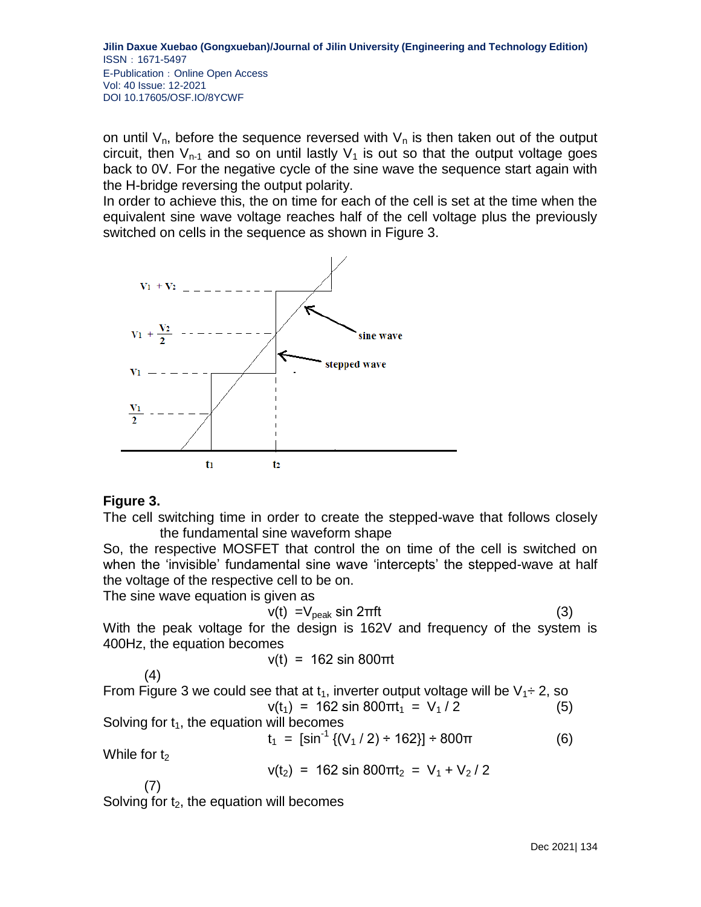on until $V_n$, before the sequence reversed with $V_n$ is then taken out of the output circuit, then $V_{n-1}$ and so on until lastly $V_1$ is out so that the output voltage goes back to 0V. For the negative cycle of the sine wave the sequence start again with the H-bridge reversing the output polarity.

In order to achieve this, the on time for each of the cell is set at the time when the equivalent sine wave voltage reaches half of the cell voltage plus the previously switched on cells in the sequence as shown in Figure 3.

**Figure 3.**

The cell switching time in order to create the stepped-wave that follows closely the fundamental sine waveform shape

So, the respective MOSFET that control the on time of the cell is switched on when the 'invisible' fundamental sine wave 'intercepts' the stepped-wave at half the voltage of the respective cell to be on.

The sine wave equation is given as

$$v(t) = V_{peak} \sin 2\pi ft \tag{3}$$

With the peak voltage for the design is 162V and frequency of the system is 400Hz, the equation becomes

$$v(t) = 162 \sin 800\pi t \tag{4}$$

From Figure 3 we could see that at $t_1$, inverter output voltage will be $V_1 \div 2$, so

$$v(t_1) = 162 \sin 800\pi t_1 = V_1 / 2 \tag{5}$$

Solving for $t_1$, the equation will becomes

$$t_1 = [\sin^{-1} \{(V_1 / 2) \div 162\}] \div 800\pi \tag{6}$$

While for $t_2$

$$v(t_2) = 162 \sin 800\pi t_2 = V_1 + V_2 / 2 \tag{7}$$

Solving for $t_2$, the equation will becomes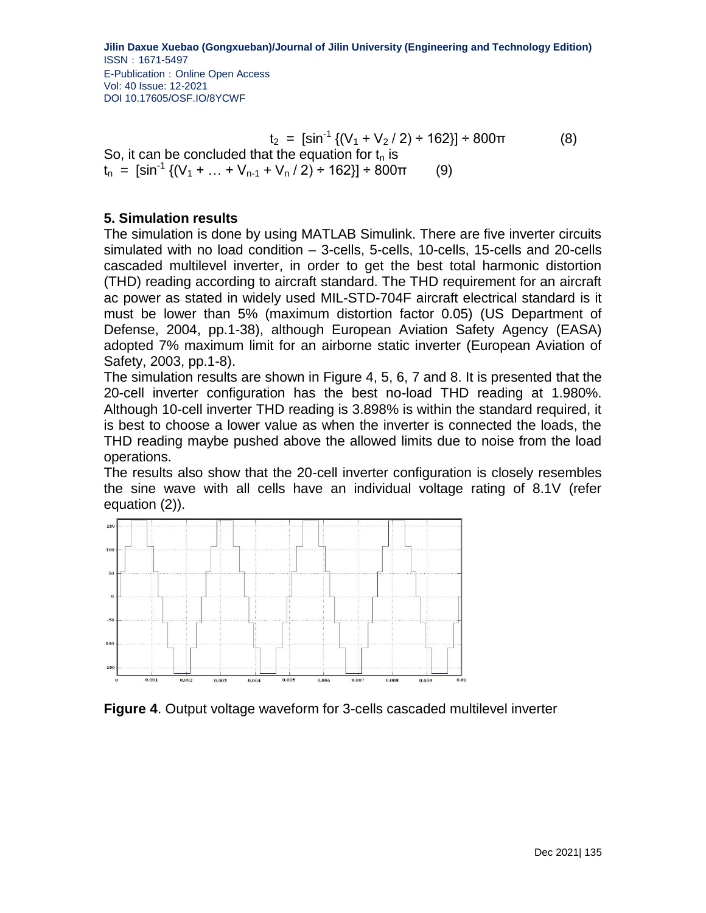$$t_2 = [\sin^{-1} \{(V_1 + V_2 / 2) \div 162\}] \div 800\pi \quad (8)$$

So, it can be concluded that the equation for $t_n$ is

$$t_n = [\sin^{-1} \{(V_1 + \ldots + V_{n-1} + V_n / 2) \div 162\}] \div 800\pi \quad (9)$$

### 5. Simulation results

The simulation is done by using MATLAB Simulink. There are five inverter circuits simulated with no load condition – 3-cells, 5-cells, 10-cells, 15-cells and 20-cells cascaded multilevel inverter, in order to get the best total harmonic distortion (THD) reading according to aircraft standard. The THD requirement for an aircraft ac power as stated in widely used MIL-STD-704F aircraft electrical standard is it must be lower than 5% (maximum distortion factor 0.05) (US Department of Defense, 2004, pp.1-38), although European Aviation Safety Agency (EASA) adopted 7% maximum limit for an airborne static inverter (European Aviation of Safety, 2003, pp.1-8).

The simulation results are shown in Figure 4, 5, 6, 7 and 8. It is presented that the 20-cell inverter configuration has the best no-load THD reading at 1.980%. Although 10-cell inverter THD reading is 3.898% is within the standard required, it is best to choose a lower value as when the inverter is connected the loads, the THD reading maybe pushed above the allowed limits due to noise from the load operations.

The results also show that the 20-cell inverter configuration is closely resembles the sine wave with all cells have an individual voltage rating of 8.1V (refer equation (2)).

**Figure 4**. Output voltage waveform for 3-cells cascaded multilevel inverter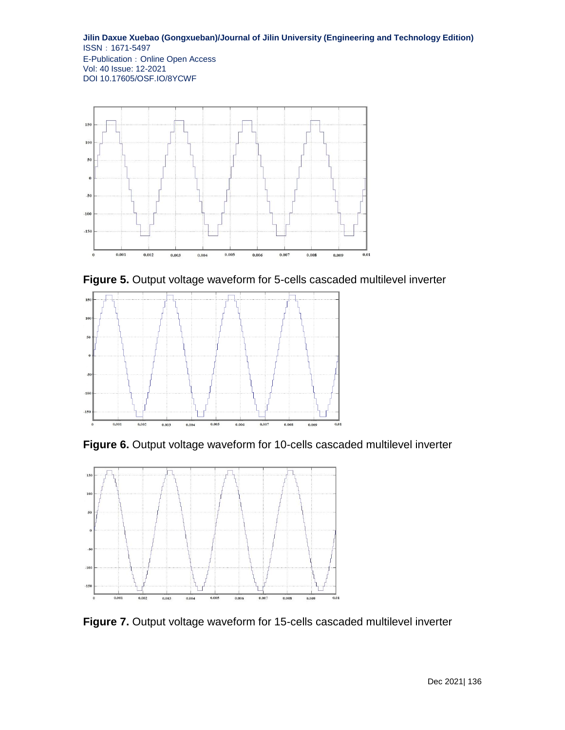**Figure 5.** Output voltage waveform for 5-cells cascaded multilevel inverter

**Figure 6.** Output voltage waveform for 10-cells cascaded multilevel inverter

**Figure 7.** Output voltage waveform for 15-cells cascaded multilevel inverter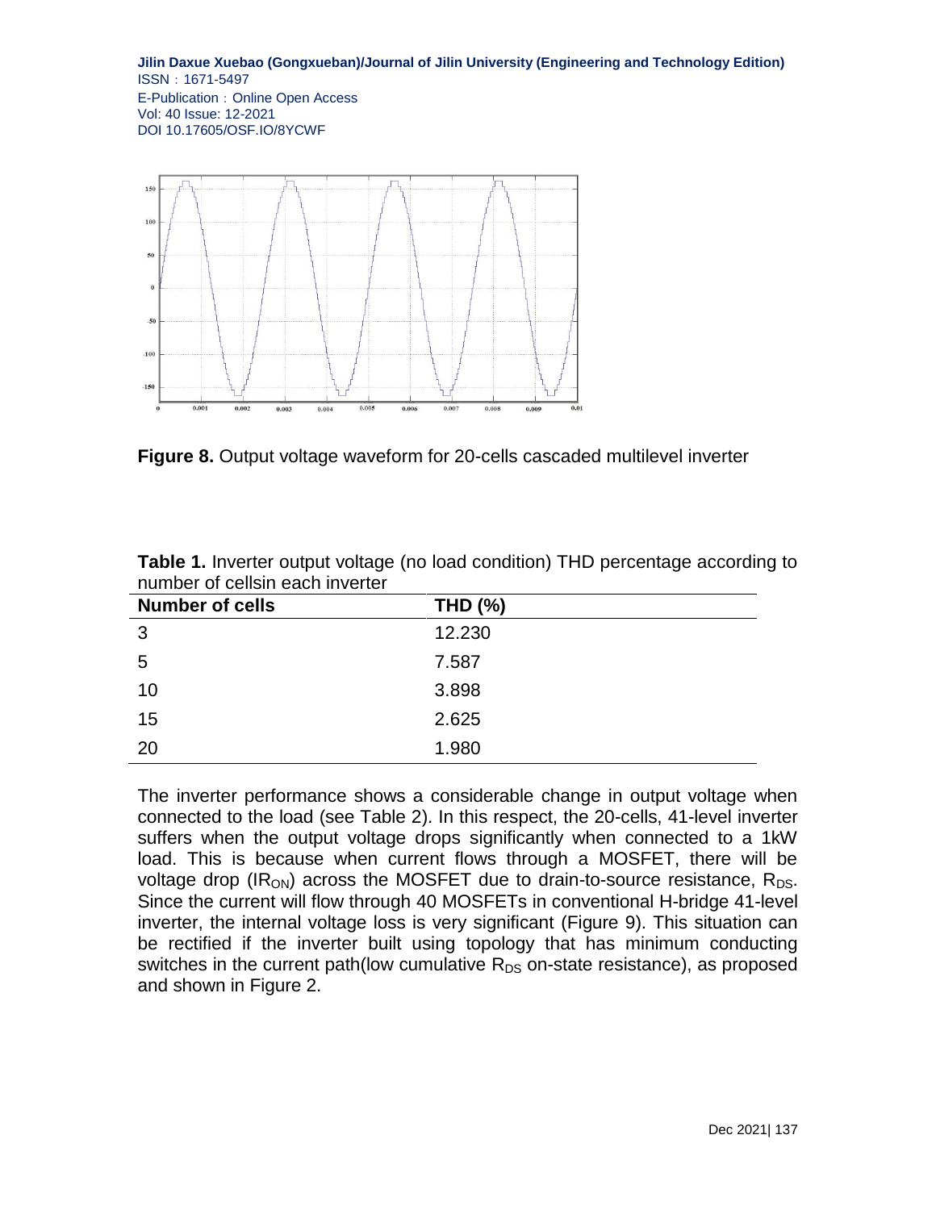**Figure 8.** Output voltage waveform for 20-cells cascaded multilevel inverter

**Table 1.** Inverter output voltage (no load condition) THD percentage according to number of cellsin each inverter

| Number of cells | THD (%) |
|---|---|
| 3 | 12.230 |
| 5 | 7.587 |
| 10 | 3.898 |
| 15 | 2.625 |
| 20 | 1.980 |

The inverter performance shows a considerable change in output voltage when connected to the load (see Table 2). In this respect, the 20-cells, 41-level inverter suffers when the output voltage drops significantly when connected to a 1kW load. This is because when current flows through a MOSFET, there will be voltage drop ($IR_{ON}$) across the MOSFET due to drain-to-source resistance, $R_{DS}$. Since the current will flow through 40 MOSFETs in conventional H-bridge 41-level inverter, the internal voltage loss is very significant (Figure 9). This situation can be rectified if the inverter built using topology that has minimum conducting switches in the current path(low cumulative $R_{DS}$ on-state resistance), as proposed and shown in Figure 2.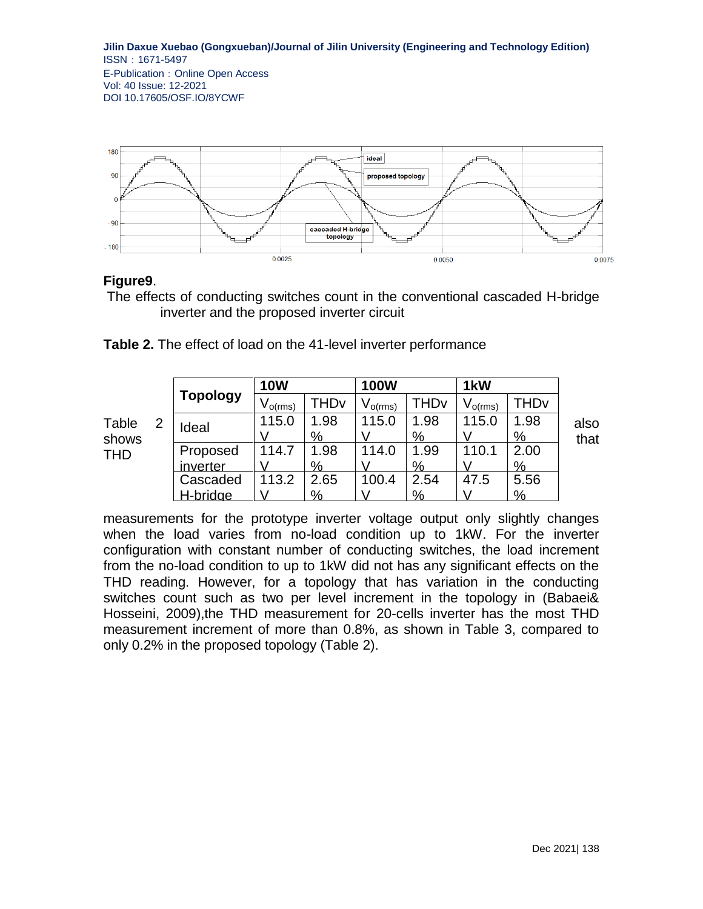**Figure9**.

The effects of conducting switches count in the conventional cascaded H-bridge inverter and the proposed inverter circuit

**Table 2.** The effect of load on the 41-level inverter performance

| Topology | 10W | | 100W | | 1kW | |
|---|---|---|---|---|---|---|
| | $V_{o(rms)}$ | THDv | $V_{o(rms)}$ | THDv | $V_{o(rms)}$ | THDv |
| Ideal | 115.0 V | 1.98 % | 115.0 V | 1.98 % | 115.0 V | 1.98 % |
| Proposed inverter | 114.7 V | 1.98 % | 114.0 V | 1.99 % | 110.1 V | 2.00 % |
| Cascaded H-bridge | 113.2 V | 2.65 % | 100.4 V | 2.54 % | 47.5 V | 5.56 % |

Table 2 shows also that THD measurements for the prototype inverter voltage output only slightly changes when the load varies from no-load condition up to 1kW. For the inverter configuration with constant number of conducting switches, the load increment from the no-load condition to up to 1kW did not has any significant effects on the THD reading. However, for a topology that has variation in the conducting switches count such as two per level increment in the topology in (Babaei& Hosseini, 2009),the THD measurement for 20-cells inverter has the most THD measurement increment of more than 0.8%, as shown in Table 3, compared to only 0.2% in the proposed topology (Table 2).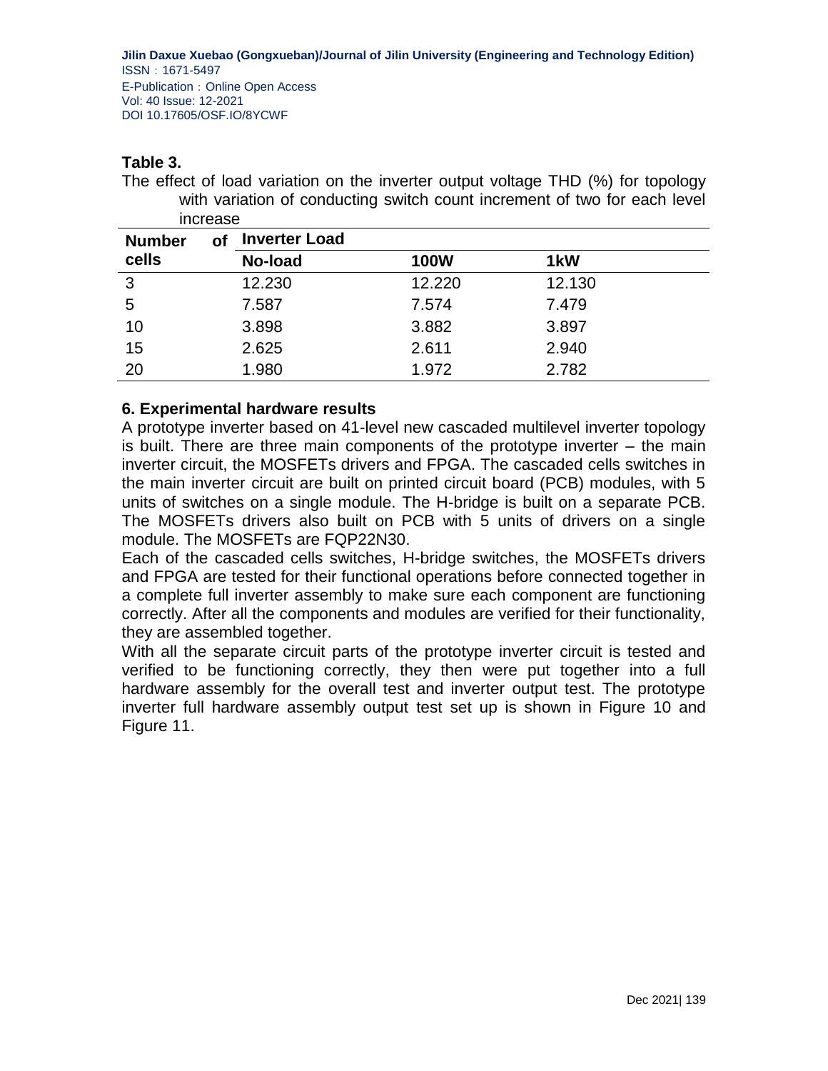**Table 3.**

The effect of load variation on the inverter output voltage THD (%) for topology with variation of conducting switch count increment of two for each level increase

| Number of cells | Inverter Load | | |
|---|---|---|---|
| | No-load | 100W | 1kW |
| 3 | 12.230 | 12.220 | 12.130 |
| 5 | 7.587 | 7.574 | 7.479 |
| 10 | 3.898 | 3.882 | 3.897 |
| 15 | 2.625 | 2.611 | 2.940 |
| 20 | 1.980 | 1.972 | 2.782 |

## 6. Experimental hardware results

A prototype inverter based on 41-level new cascaded multilevel inverter topology is built. There are three main components of the prototype inverter – the main inverter circuit, the MOSFETs drivers and FPGA. The cascaded cells switches in the main inverter circuit are built on printed circuit board (PCB) modules, with 5 units of switches on a single module. The H-bridge is built on a separate PCB. The MOSFETs drivers also built on PCB with 5 units of drivers on a single module. The MOSFETs are FQP22N30.

Each of the cascaded cells switches, H-bridge switches, the MOSFETs drivers and FPGA are tested for their functional operations before connected together in a complete full inverter assembly to make sure each component are functioning correctly. After all the components and modules are verified for their functionality, they are assembled together.

With all the separate circuit parts of the prototype inverter circuit is tested and verified to be functioning correctly, they then were put together into a full hardware assembly for the overall test and inverter output test. The prototype inverter full hardware assembly output test set up is shown in Figure 10 and Figure 11.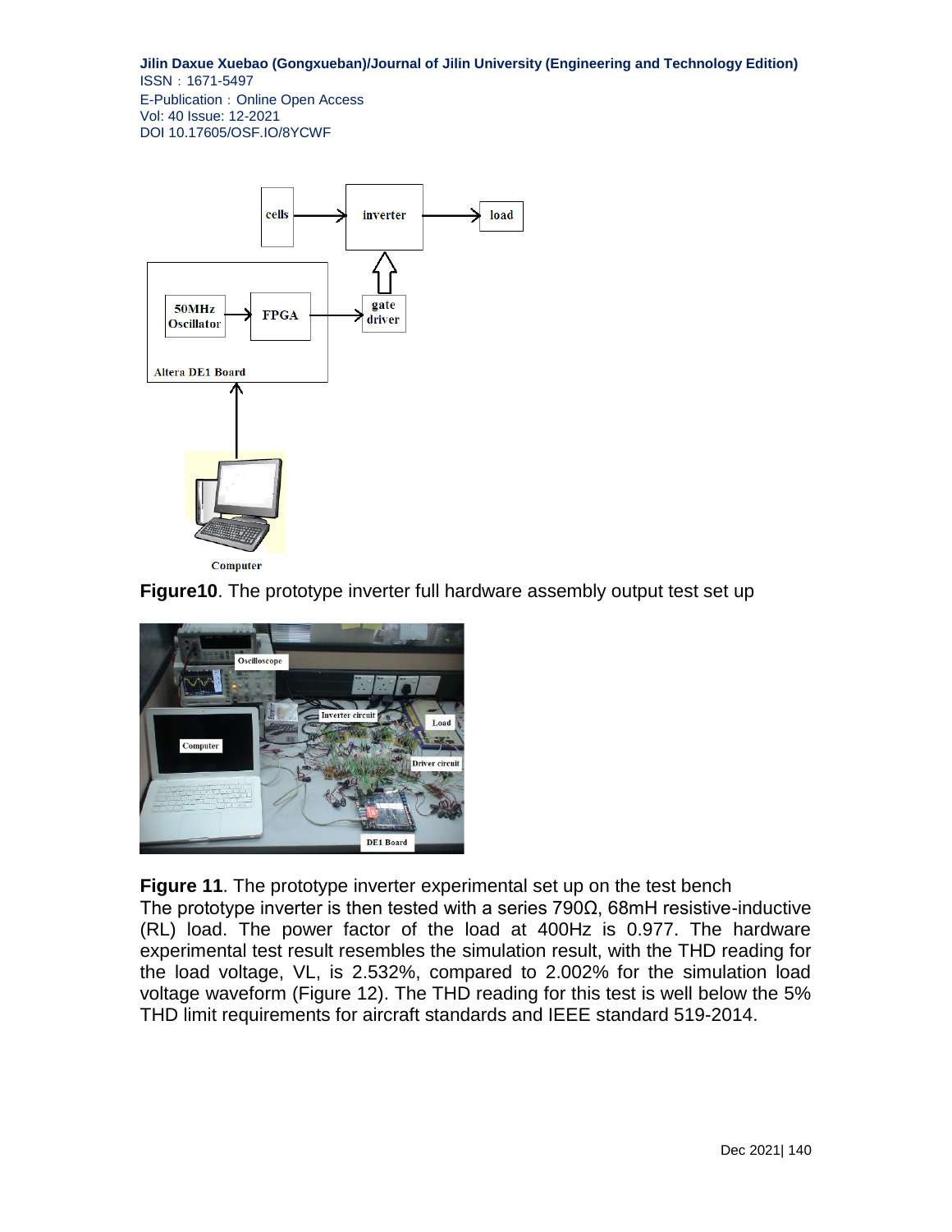**Figure10**. The prototype inverter full hardware assembly output test set up

**Figure 11**. The prototype inverter experimental set up on the test bench

The prototype inverter is then tested with a series 790Ω, 68mH resistive-inductive (RL) load. The power factor of the load at 400Hz is 0.977. The hardware experimental test result resembles the simulation result, with the THD reading for the load voltage, VL, is 2.532%, compared to 2.002% for the simulation load voltage waveform (Figure 12). The THD reading for this test is well below the 5% THD limit requirements for aircraft standards and IEEE standard 519-2014.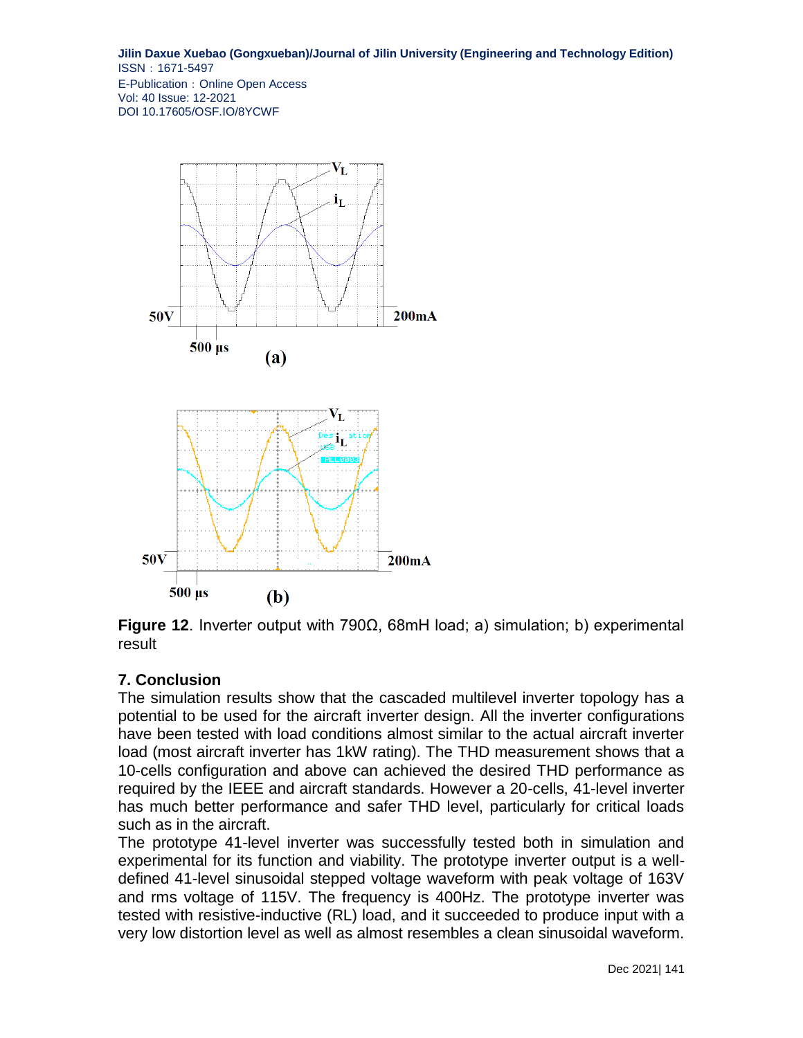**Figure 12**. Inverter output with 790Ω, 68mH load; a) simulation; b) experimental result

## 7. Conclusion

The simulation results show that the cascaded multilevel inverter topology has a potential to be used for the aircraft inverter design. All the inverter configurations have been tested with load conditions almost similar to the actual aircraft inverter load (most aircraft inverter has 1kW rating). The THD measurement shows that a 10-cells configuration and above can achieved the desired THD performance as required by the IEEE and aircraft standards. However a 20-cells, 41-level inverter has much better performance and safer THD level, particularly for critical loads such as in the aircraft.

The prototype 41-level inverter was successfully tested both in simulation and experimental for its function and viability. The prototype inverter output is a well-defined 41-level sinusoidal stepped voltage waveform with peak voltage of 163V and rms voltage of 115V. The frequency is 400Hz. The prototype inverter was tested with resistive-inductive (RL) load, and it succeeded to produce input with a very low distortion level as well as almost resembles a clean sinusoidal waveform.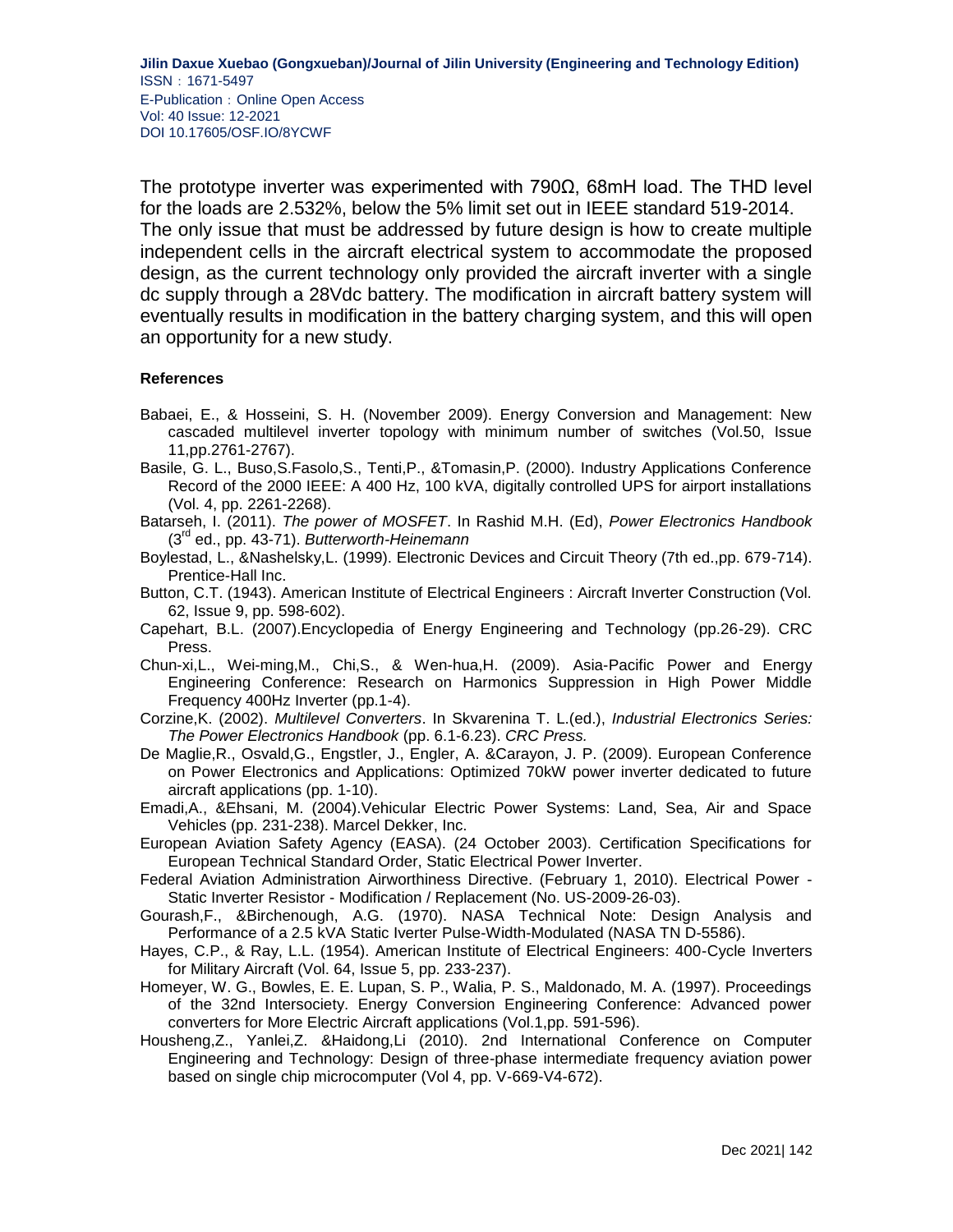The prototype inverter was experimented with 790Ω, 68mH load. The THD level for the loads are 2.532%, below the 5% limit set out in IEEE standard 519-2014. The only issue that must be addressed by future design is how to create multiple independent cells in the aircraft electrical system to accommodate the proposed design, as the current technology only provided the aircraft inverter with a single dc supply through a 28Vdc battery. The modification in aircraft battery system will eventually results in modification in the battery charging system, and this will open an opportunity for a new study.

#### References

Babaei, E., & Hosseini, S. H. (November 2009). Energy Conversion and Management: New cascaded multilevel inverter topology with minimum number of switches (Vol.50, Issue 11,pp.2761-2767).

Basile, G. L., Buso,S.Fasolo,S., Tenti,P., &Tomasin,P. (2000). Industry Applications Conference Record of the 2000 IEEE: A 400 Hz, 100 kVA, digitally controlled UPS for airport installations (Vol. 4, pp. 2261-2268).

Batarseh, I. (2011). *The power of MOSFET*. In Rashid M.H. (Ed), *Power Electronics Handbook* (3rd ed., pp. 43-71). *Butterworth-Heinemann*

Boylestad, L., &Nashelsky,L. (1999). Electronic Devices and Circuit Theory (7th ed.,pp. 679-714). Prentice-Hall Inc.

Button, C.T. (1943). American Institute of Electrical Engineers : Aircraft Inverter Construction (Vol. 62, Issue 9, pp. 598-602).

Capehart, B.L. (2007).Encyclopedia of Energy Engineering and Technology (pp.26-29). CRC Press.

Chun-xi,L., Wei-ming,M., Chi,S., & Wen-hua,H. (2009). Asia-Pacific Power and Energy Engineering Conference: Research on Harmonics Suppression in High Power Middle Frequency 400Hz Inverter (pp.1-4).

Corzine,K. (2002). *Multilevel Converters*. In Skvarenina T. L.(ed.), *Industrial Electronics Series: The Power Electronics Handbook* (pp. 6.1-6.23). *CRC Press.*

De Maglie,R., Osvald,G., Engstler, J., Engler, A. &Carayon, J. P. (2009). European Conference on Power Electronics and Applications: Optimized 70kW power inverter dedicated to future aircraft applications (pp. 1-10).

Emadi,A., &Ehsani, M. (2004).Vehicular Electric Power Systems: Land, Sea, Air and Space Vehicles (pp. 231-238). Marcel Dekker, Inc.

European Aviation Safety Agency (EASA). (24 October 2003). Certification Specifications for European Technical Standard Order, Static Electrical Power Inverter.

Federal Aviation Administration Airworthiness Directive. (February 1, 2010). Electrical Power - Static Inverter Resistor - Modification / Replacement (No. US-2009-26-03).

Gourash,F., &Birchenough, A.G. (1970). NASA Technical Note: Design Analysis and Performance of a 2.5 kVA Static Iverter Pulse-Width-Modulated (NASA TN D-5586).

Hayes, C.P., & Ray, L.L. (1954). American Institute of Electrical Engineers: 400-Cycle Inverters for Military Aircraft (Vol. 64, Issue 5, pp. 233-237).

Homeyer, W. G., Bowles, E. E. Lupan, S. P., Walia, P. S., Maldonado, M. A. (1997). Proceedings of the 32nd Intersociety. Energy Conversion Engineering Conference: Advanced power converters for More Electric Aircraft applications (Vol.1,pp. 591-596).

Housheng,Z., Yanlei,Z. &Haidong,Li (2010). 2nd International Conference on Computer Engineering and Technology: Design of three-phase intermediate frequency aviation power based on single chip microcomputer (Vol 4, pp. V-669-V4-672).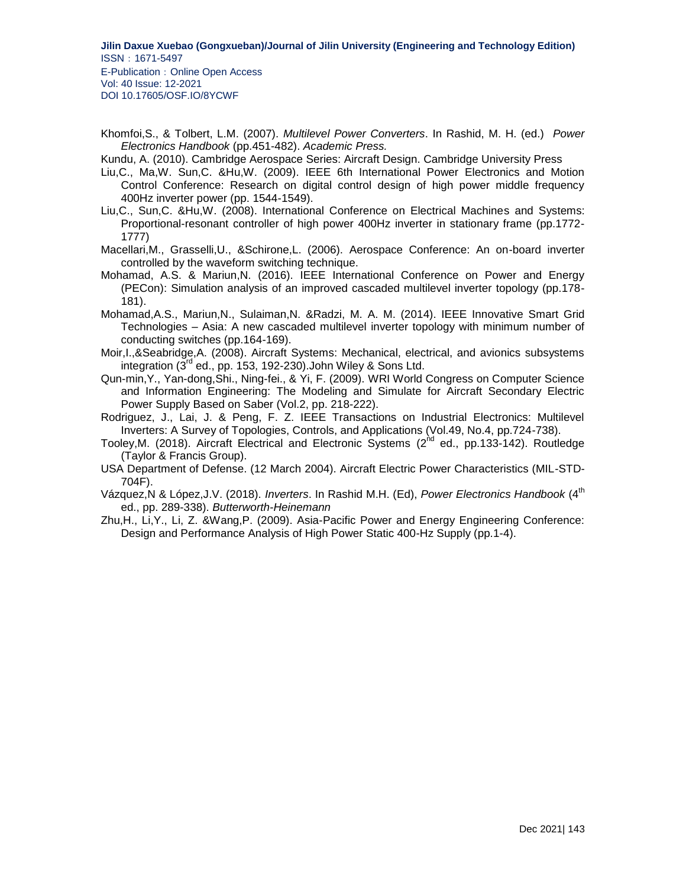Khomfoi,S., & Tolbert, L.M. (2007). *Multilevel Power Converters*. In Rashid, M. H. (ed.) *Power Electronics Handbook* (pp.451-482). *Academic Press.*

Kundu, A. (2010). Cambridge Aerospace Series: Aircraft Design. Cambridge University Press

Liu,C., Ma,W. Sun,C. &Hu,W. (2009). IEEE 6th International Power Electronics and Motion Control Conference: Research on digital control design of high power middle frequency 400Hz inverter power (pp. 1544-1549).

Liu,C., Sun,C. &Hu,W. (2008). International Conference on Electrical Machines and Systems: Proportional-resonant controller of high power 400Hz inverter in stationary frame (pp.1772-1777)

Macellari,M., Grasselli,U., &Schirone,L. (2006). Aerospace Conference: An on-board inverter controlled by the waveform switching technique.

Mohamad, A.S. & Mariun,N. (2016). IEEE International Conference on Power and Energy (PECon): Simulation analysis of an improved cascaded multilevel inverter topology (pp.178-181).

Mohamad,A.S., Mariun,N., Sulaiman,N. &Radzi, M. A. M. (2014). IEEE Innovative Smart Grid Technologies – Asia: A new cascaded multilevel inverter topology with minimum number of conducting switches (pp.164-169).

Moir,I.,&Seabridge,A. (2008). Aircraft Systems: Mechanical, electrical, and avionics subsystems integration (3rd ed., pp. 153, 192-230).John Wiley & Sons Ltd.

Qun-min,Y., Yan-dong,Shi., Ning-fei., & Yi, F. (2009). WRI World Congress on Computer Science and Information Engineering: The Modeling and Simulate for Aircraft Secondary Electric Power Supply Based on Saber (Vol.2, pp. 218-222).

Rodriguez, J., Lai, J. & Peng, F. Z. IEEE Transactions on Industrial Electronics: Multilevel Inverters: A Survey of Topologies, Controls, and Applications (Vol.49, No.4, pp.724-738).

Tooley,M. (2018). Aircraft Electrical and Electronic Systems (2nd ed., pp.133-142). Routledge (Taylor & Francis Group).

USA Department of Defense. (12 March 2004). Aircraft Electric Power Characteristics (MIL-STD-704F).

Vázquez,N & López,J.V. (2018). *Inverters*. In Rashid M.H. (Ed), *Power Electronics Handbook* (4th ed., pp. 289-338). *Butterworth-Heinemann*

Zhu,H., Li,Y., Li, Z. &Wang,P. (2009). Asia-Pacific Power and Energy Engineering Conference: Design and Performance Analysis of High Power Static 400-Hz Supply (pp.1-4).